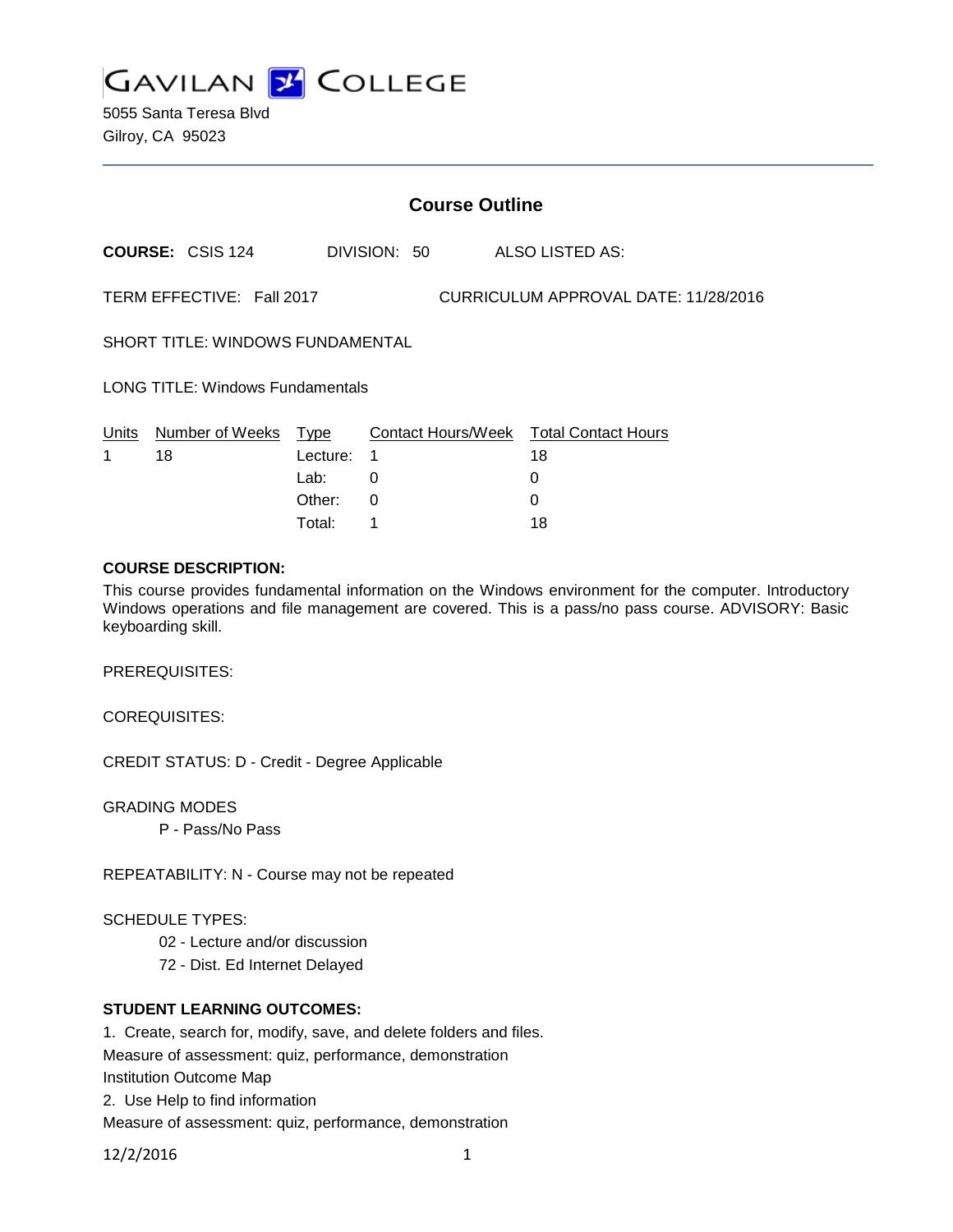# GAVILAN COLLEGE

5055 Santa Teresa Blvd
Gilroy, CA 95023

## Course Outline

**COURSE:** CSIS 124 DIVISION: 50 ALSO LISTED AS:

TERM EFFECTIVE: Fall 2017 CURRICULUM APPROVAL DATE: 11/28/2016

SHORT TITLE: WINDOWS FUNDAMENTAL

LONG TITLE: Windows Fundamentals

| Units | Number of Weeks | Type | Contact Hours/Week | Total Contact Hours |
|---|---|---|---|---|
| 1 | 18 | Lecture: | 1 | 18 |
| | | Lab: | 0 | 0 |
| | | Other: | 0 | 0 |
| | | Total: | 1 | 18 |

**COURSE DESCRIPTION:**

This course provides fundamental information on the Windows environment for the computer. Introductory Windows operations and file management are covered. This is a pass/no pass course. ADVISORY: Basic keyboarding skill.

PREREQUISITES:

COREQUISITES:

CREDIT STATUS: D - Credit - Degree Applicable

GRADING MODES

P - Pass/No Pass

REPEATABILITY: N - Course may not be repeated

SCHEDULE TYPES:

02 - Lecture and/or discussion

72 - Dist. Ed Internet Delayed

**STUDENT LEARNING OUTCOMES:**

1. Create, search for, modify, save, and delete folders and files.
Measure of assessment: quiz, performance, demonstration
Institution Outcome Map

2. Use Help to find information
Measure of assessment: quiz, performance, demonstration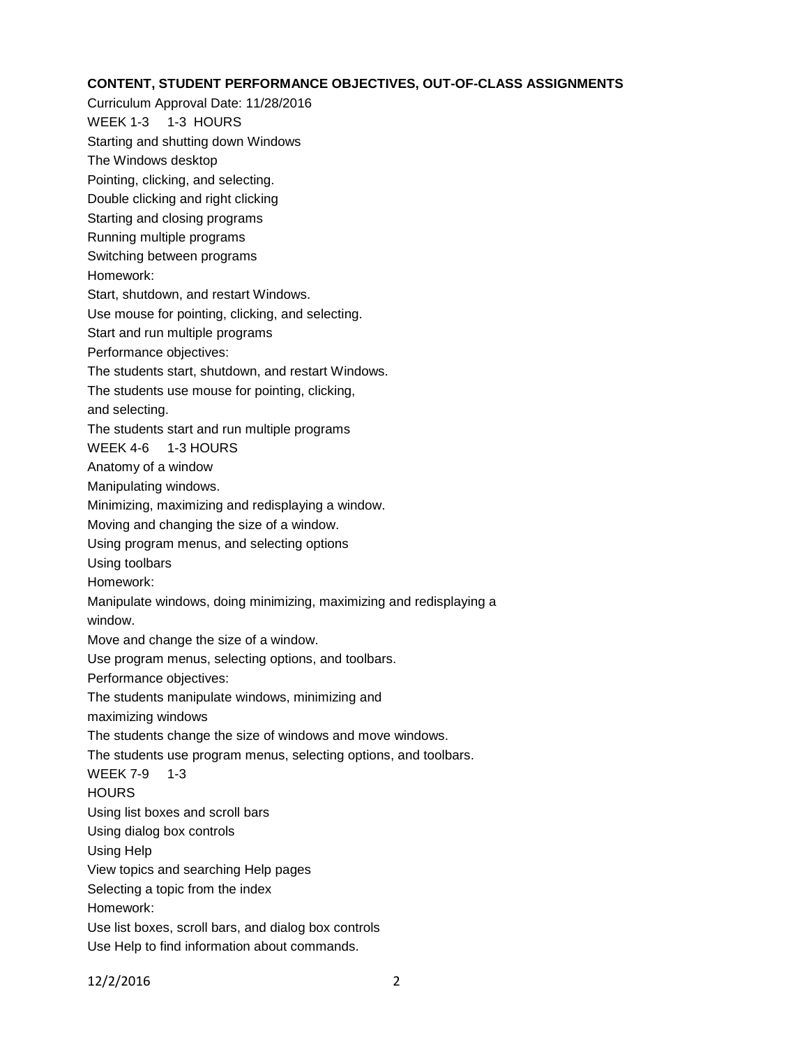**CONTENT, STUDENT PERFORMANCE OBJECTIVES, OUT-OF-CLASS ASSIGNMENTS**

Curriculum Approval Date: 11/28/2016

WEEK 1-3 1-3 HOURS

Starting and shutting down Windows

The Windows desktop

Pointing, clicking, and selecting.

Double clicking and right clicking

Starting and closing programs

Running multiple programs

Switching between programs

Homework:

Start, shutdown, and restart Windows.

Use mouse for pointing, clicking, and selecting.

Start and run multiple programs

Performance objectives:

The students start, shutdown, and restart Windows.

The students use mouse for pointing, clicking,
and selecting.

The students start and run multiple programs

WEEK 4-6 1-3 HOURS

Anatomy of a window

Manipulating windows.

Minimizing, maximizing and redisplaying a window.

Moving and changing the size of a window.

Using program menus, and selecting options

Using toolbars

Homework:

Manipulate windows, doing minimizing, maximizing and redisplaying a
window.

Move and change the size of a window.

Use program menus, selecting options, and toolbars.

Performance objectives:

The students manipulate windows, minimizing and
maximizing windows

The students change the size of windows and move windows.

The students use program menus, selecting options, and toolbars.

WEEK 7-9 1-3
HOURS

Using list boxes and scroll bars

Using dialog box controls

Using Help

View topics and searching Help pages

Selecting a topic from the index

Homework:

Use list boxes, scroll bars, and dialog box controls

Use Help to find information about commands.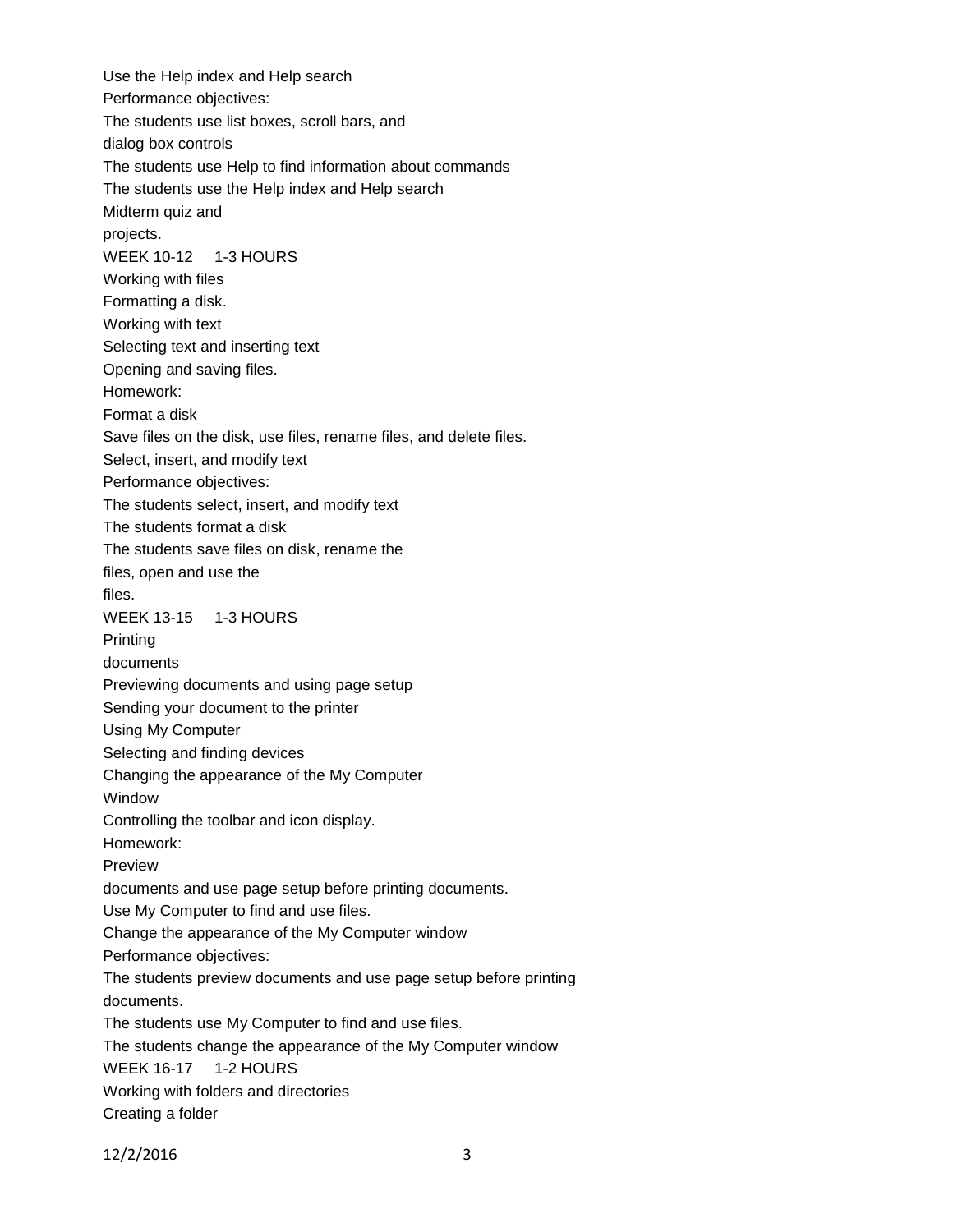Use the Help index and Help search

Performance objectives:

The students use list boxes, scroll bars, and dialog box controls

The students use Help to find information about commands

The students use the Help index and Help search

Midterm quiz and projects.

WEEK 10-12 1-3 HOURS

Working with files

Formatting a disk.

Working with text

Selecting text and inserting text

Opening and saving files.

Homework:

Format a disk

Save files on the disk, use files, rename files, and delete files.

Select, insert, and modify text

Performance objectives:

The students select, insert, and modify text

The students format a disk

The students save files on disk, rename the files, open and use the files.

WEEK 13-15 1-3 HOURS

Printing documents

Previewing documents and using page setup

Sending your document to the printer

Using My Computer

Selecting and finding devices

Changing the appearance of the My Computer Window

Controlling the toolbar and icon display.

Homework:

Preview documents and use page setup before printing documents.

Use My Computer to find and use files.

Change the appearance of the My Computer window

Performance objectives:

The students preview documents and use page setup before printing documents.

The students use My Computer to find and use files.

The students change the appearance of the My Computer window

WEEK 16-17 1-2 HOURS

Working with folders and directories

Creating a folder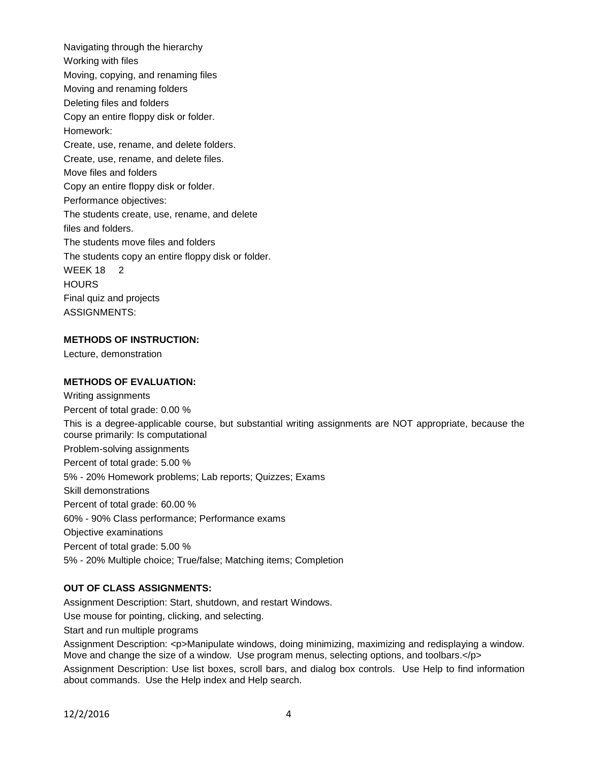Navigating through the hierarchy
Working with files
Moving, copying, and renaming files
Moving and renaming folders
Deleting files and folders
Copy an entire floppy disk or folder.
Homework:
Create, use, rename, and delete folders.
Create, use, rename, and delete files.
Move files and folders
Copy an entire floppy disk or folder.
Performance objectives:
The students create, use, rename, and delete
files and folders.
The students move files and folders
The students copy an entire floppy disk or folder.
WEEK 18 2
HOURS
Final quiz and projects
ASSIGNMENTS:

**METHODS OF INSTRUCTION:**

Lecture, demonstration

**METHODS OF EVALUATION:**

Writing assignments

Percent of total grade: 0.00 %

This is a degree-applicable course, but substantial writing assignments are NOT appropriate, because the course primarily: Is computational

Problem-solving assignments

Percent of total grade: 5.00 %

5% - 20% Homework problems; Lab reports; Quizzes; Exams

Skill demonstrations

Percent of total grade: 60.00 %

60% - 90% Class performance; Performance exams

Objective examinations

Percent of total grade: 5.00 %

5% - 20% Multiple choice; True/false; Matching items; Completion

**OUT OF CLASS ASSIGNMENTS:**

Assignment Description: Start, shutdown, and restart Windows.

Use mouse for pointing, clicking, and selecting.

Start and run multiple programs

Assignment Description: <p>Manipulate windows, doing minimizing, maximizing and redisplaying a window. Move and change the size of a window. Use program menus, selecting options, and toolbars.</p>

Assignment Description: Use list boxes, scroll bars, and dialog box controls. Use Help to find information about commands. Use the Help index and Help search.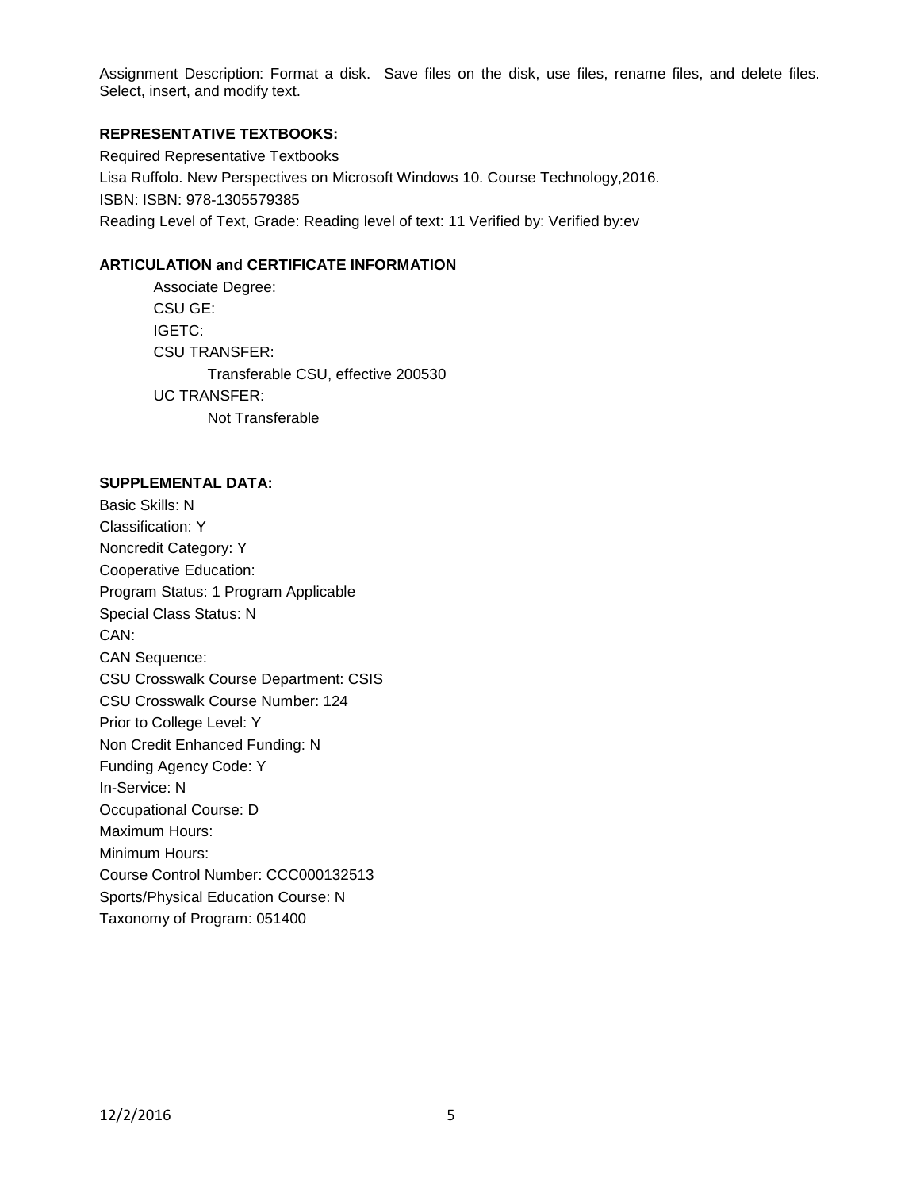Assignment Description: Format a disk. Save files on the disk, use files, rename files, and delete files. Select, insert, and modify text.

**REPRESENTATIVE TEXTBOOKS:**

Required Representative Textbooks

Lisa Ruffolo. New Perspectives on Microsoft Windows 10. Course Technology,2016.

ISBN: ISBN: 978-1305579385

Reading Level of Text, Grade: Reading level of text: 11 Verified by: Verified by:ev

**ARTICULATION and CERTIFICATE INFORMATION**

Associate Degree:
CSU GE:
IGETC:
CSU TRANSFER:
  Transferable CSU, effective 200530
UC TRANSFER:
  Not Transferable

**SUPPLEMENTAL DATA:**

Basic Skills: N
Classification: Y
Noncredit Category: Y
Cooperative Education:
Program Status: 1 Program Applicable
Special Class Status: N
CAN:
CAN Sequence:
CSU Crosswalk Course Department: CSIS
CSU Crosswalk Course Number: 124
Prior to College Level: Y
Non Credit Enhanced Funding: N
Funding Agency Code: Y
In-Service: N
Occupational Course: D
Maximum Hours:
Minimum Hours:
Course Control Number: CCC000132513
Sports/Physical Education Course: N
Taxonomy of Program: 051400